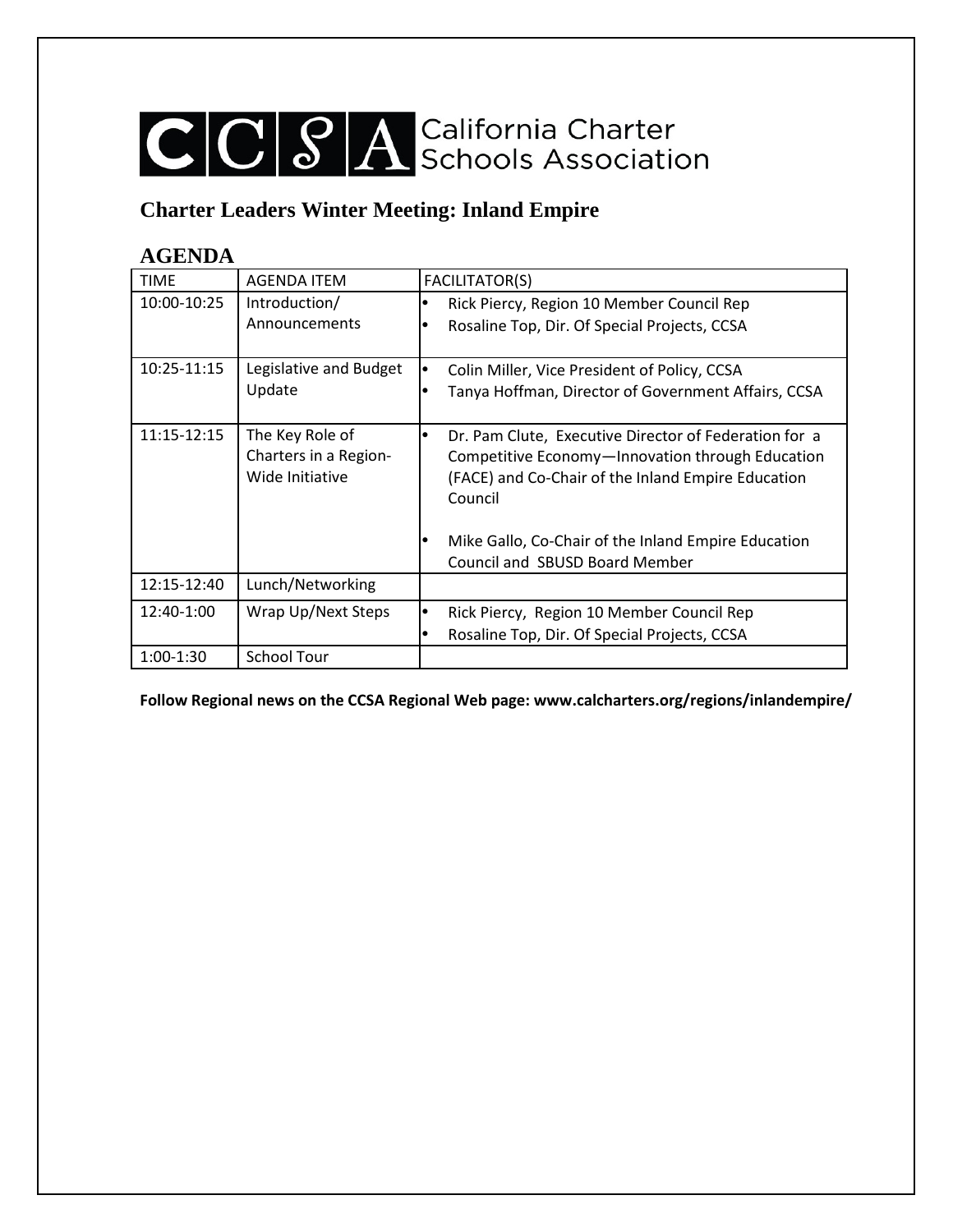# CCSA California Charter Schools Association

## Charter Leaders Winter Meeting: Inland Empire

### AGENDA

| TIME | AGENDA ITEM | FACILITATOR(S) |
|---|---|---|
| 10:00-10:25 | Introduction/ Announcements | • Rick Piercy, Region 10 Member Council Rep<br>• Rosaline Top, Dir. Of Special Projects, CCSA |
| 10:25-11:15 | Legislative and Budget Update | • Colin Miller, Vice President of Policy, CCSA<br>• Tanya Hoffman, Director of Government Affairs, CCSA |
| 11:15-12:15 | The Key Role of Charters in a Region-Wide Initiative | • Dr. Pam Clute, Executive Director of Federation for a Competitive Economy—Innovation through Education (FACE) and Co-Chair of the Inland Empire Education Council<br>• Mike Gallo, Co-Chair of the Inland Empire Education Council and SBUSD Board Member |
| 12:15-12:40 | Lunch/Networking | |
| 12:40-1:00 | Wrap Up/Next Steps | • Rick Piercy, Region 10 Member Council Rep<br>• Rosaline Top, Dir. Of Special Projects, CCSA |
| 1:00-1:30 | School Tour | |

**Follow Regional news on the CCSA Regional Web page: www.calcharters.org/regions/inlandempire/**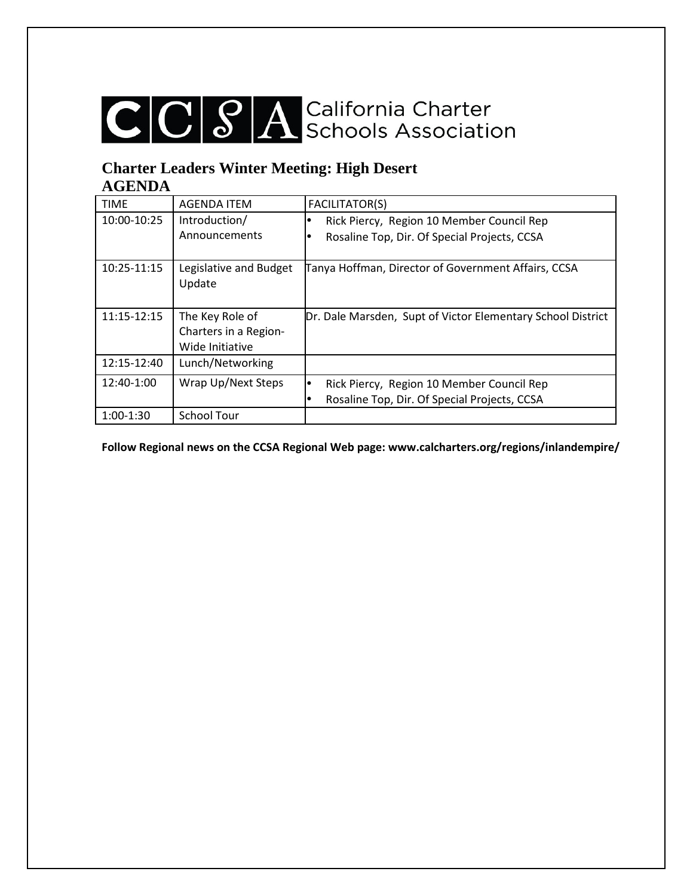California Charter Schools Association

## Charter Leaders Winter Meeting: High Desert

## AGENDA

| TIME | AGENDA ITEM | FACILITATOR(S) |
|---|---|---|
| 10:00-10:25 | Introduction/ Announcements | • Rick Piercy, Region 10 Member Council Rep<br>• Rosaline Top, Dir. Of Special Projects, CCSA |
| 10:25-11:15 | Legislative and Budget Update | Tanya Hoffman, Director of Government Affairs, CCSA |
| 11:15-12:15 | The Key Role of Charters in a Region-Wide Initiative | Dr. Dale Marsden, Supt of Victor Elementary School District |
| 12:15-12:40 | Lunch/Networking | |
| 12:40-1:00 | Wrap Up/Next Steps | • Rick Piercy, Region 10 Member Council Rep<br>• Rosaline Top, Dir. Of Special Projects, CCSA |
| 1:00-1:30 | School Tour | |

**Follow Regional news on the CCSA Regional Web page: www.calcharters.org/regions/inlandempire/**